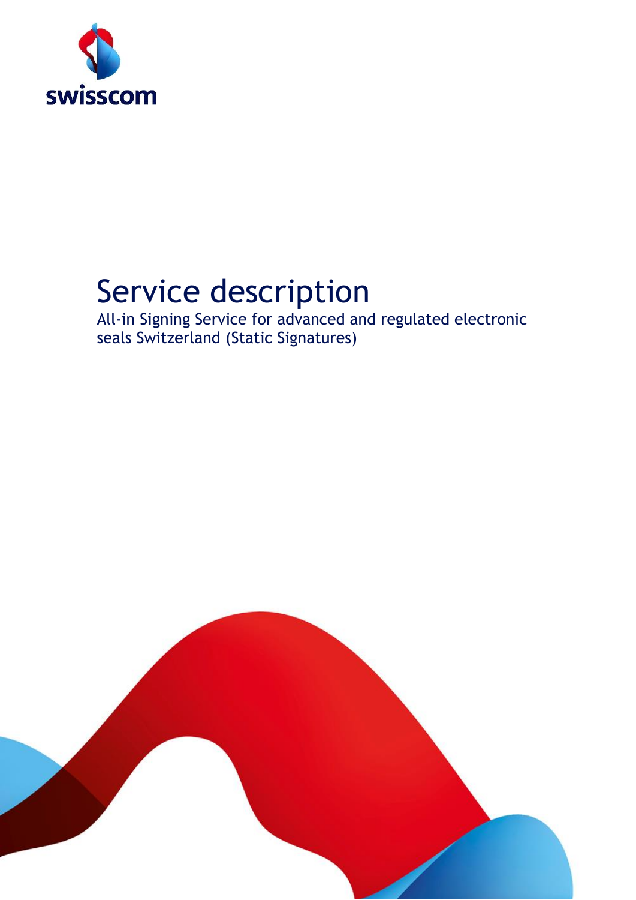swisscom

# Service description

All-in Signing Service for advanced and regulated electronic seals Switzerland (Static Signatures)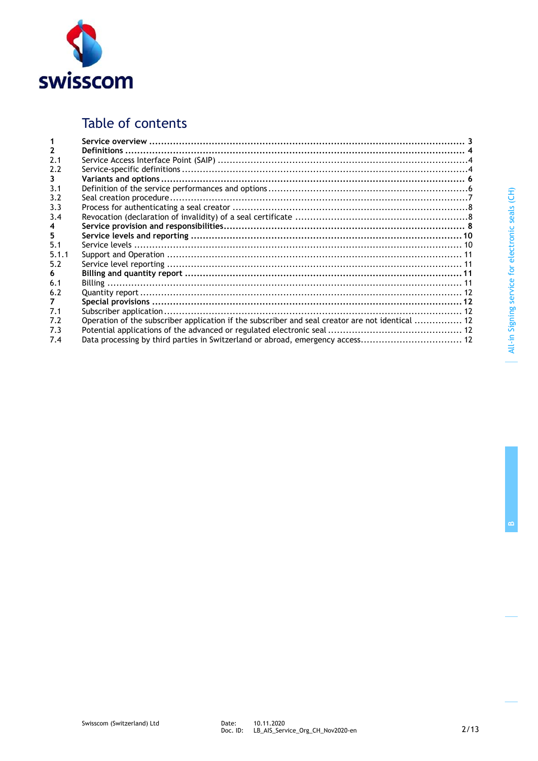# Table of contents

| | | |
|---|---|---|
| **1** | **Service overview** | **3** |
| **2** | **Definitions** | **4** |
| 2.1 | Service Access Interface Point (SAIP) | 4 |
| 2.2 | Service-specific definitions | 4 |
| **3** | **Variants and options** | **6** |
| 3.1 | Definition of the service performances and options | 6 |
| 3.2 | Seal creation procedure | 7 |
| 3.3 | Process for authenticating a seal creator | 8 |
| 3.4 | Revocation (declaration of invalidity) of a seal certificate | 8 |
| **4** | **Service provision and responsibilities** | **8** |
| **5** | **Service levels and reporting** | **10** |
| 5.1 | Service levels | 10 |
| 5.1.1 | Support and Operation | 11 |
| 5.2 | Service level reporting | 11 |
| **6** | **Billing and quantity report** | **11** |
| 6.1 | Billing | 11 |
| 6.2 | Quantity report | 12 |
| **7** | **Special provisions** | **12** |
| 7.1 | Subscriber application | 12 |
| 7.2 | Operation of the subscriber application if the subscriber and seal creator are not identical | 12 |
| 7.3 | Potential applications of the advanced or regulated electronic seal | 12 |
| 7.4 | Data processing by third parties in Switzerland or abroad, emergency access | 12 |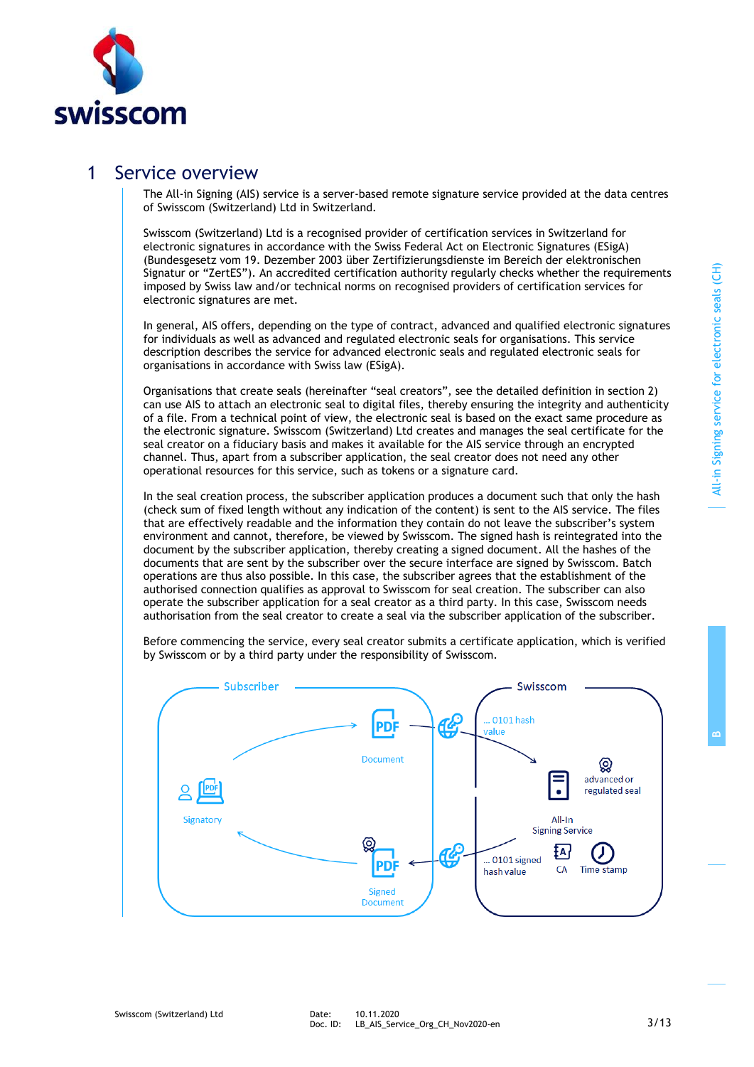# 1 Service overview

The All-in Signing (AIS) service is a server-based remote signature service provided at the data centres of Swisscom (Switzerland) Ltd in Switzerland.

Swisscom (Switzerland) Ltd is a recognised provider of certification services in Switzerland for electronic signatures in accordance with the Swiss Federal Act on Electronic Signatures (ESigA) (Bundesgesetz vom 19. Dezember 2003 über Zertifizierungsdienste im Bereich der elektronischen Signatur or "ZertES"). An accredited certification authority regularly checks whether the requirements imposed by Swiss law and/or technical norms on recognised providers of certification services for electronic signatures are met.

In general, AIS offers, depending on the type of contract, advanced and qualified electronic signatures for individuals as well as advanced and regulated electronic seals for organisations. This service description describes the service for advanced electronic seals and regulated electronic seals for organisations in accordance with Swiss law (ESigA).

Organisations that create seals (hereinafter "seal creators", see the detailed definition in section 2) can use AIS to attach an electronic seal to digital files, thereby ensuring the integrity and authenticity of a file. From a technical point of view, the electronic seal is based on the exact same procedure as the electronic signature. Swisscom (Switzerland) Ltd creates and manages the seal certificate for the seal creator on a fiduciary basis and makes it available for the AIS service through an encrypted channel. Thus, apart from a subscriber application, the seal creator does not need any other operational resources for this service, such as tokens or a signature card.

In the seal creation process, the subscriber application produces a document such that only the hash (check sum of fixed length without any indication of the content) is sent to the AIS service. The files that are effectively readable and the information they contain do not leave the subscriber's system environment and cannot, therefore, be viewed by Swisscom. The signed hash is reintegrated into the document by the subscriber application, thereby creating a signed document. All the hashes of the documents that are sent by the subscriber over the secure interface are signed by Swisscom. Batch operations are thus also possible. In this case, the subscriber agrees that the establishment of the authorised connection qualifies as approval to Swisscom for seal creation. The subscriber can also operate the subscriber application for a seal creator as a third party. In this case, Swisscom needs authorisation from the seal creator to create a seal via the subscriber application of the subscriber.

Before commencing the service, every seal creator submits a certificate application, which is verified by Swisscom or by a third party under the responsibility of Swisscom.

Subscriber: Signatory, Document, Signed Document

Swisscom: ... 0101 hash value, All-In Signing Service, advanced or regulated seal, CA, Time stamp, ... 0101 signed hash value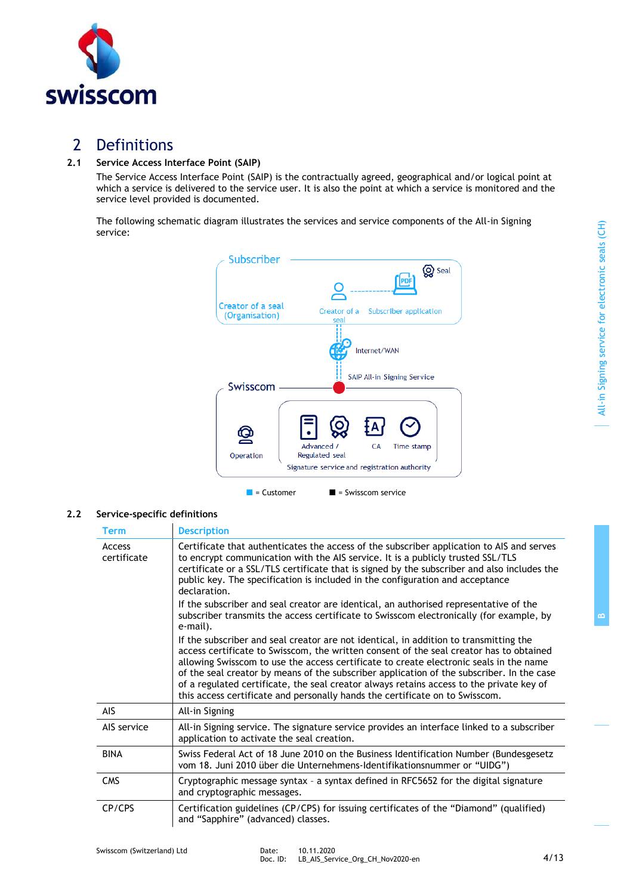# 2 Definitions

## 2.1 Service Access Interface Point (SAIP)

The Service Access Interface Point (SAIP) is the contractually agreed, geographical and/or logical point at which a service is delivered to the service user. It is also the point at which a service is monitored and the service level provided is documented.

The following schematic diagram illustrates the services and service components of the All-in Signing service:

Subscriber

Creator of a seal (Organisation)

Creator of a seal

Subscriber application

Seal

Internet/WAN

SAIP All-in Signing Service

Swisscom

Operation

Advanced / Regulated seal

CA

Time stamp

Signature service and registration authority

■ = Customer ■ = Swisscom service

## 2.2 Service-specific definitions

| Term | Description |
|---|---|
| Access certificate | Certificate that authenticates the access of the subscriber application to AIS and serves to encrypt communication with the AIS service. It is a publicly trusted SSL/TLS certificate or a SSL/TLS certificate that is signed by the subscriber and also includes the public key. The specification is included in the configuration and acceptance declaration.<br>If the subscriber and seal creator are identical, an authorised representative of the subscriber transmits the access certificate to Swisscom electronically (for example, by e-mail).<br>If the subscriber and seal creator are not identical, in addition to transmitting the access certificate to Swisscom, the written consent of the seal creator has to obtained allowing Swisscom to use the access certificate to create electronic seals in the name of the seal creator by means of the subscriber application of the subscriber. In the case of a regulated certificate, the seal creator always retains access to the private key of this access certificate and personally hands the certificate on to Swisscom. |
| AIS | All-in Signing |
| AIS service | All-in Signing service. The signature service provides an interface linked to a subscriber application to activate the seal creation. |
| BINA | Swiss Federal Act of 18 June 2010 on the Business Identification Number (Bundesgesetz vom 18. Juni 2010 über die Unternehmens-Identifikationsnummer or "UIDG") |
| CMS | Cryptographic message syntax – a syntax defined in RFC5652 for the digital signature and cryptographic messages. |
| CP/CPS | Certification guidelines (CP/CPS) for issuing certificates of the "Diamond" (qualified) and "Sapphire" (advanced) classes. |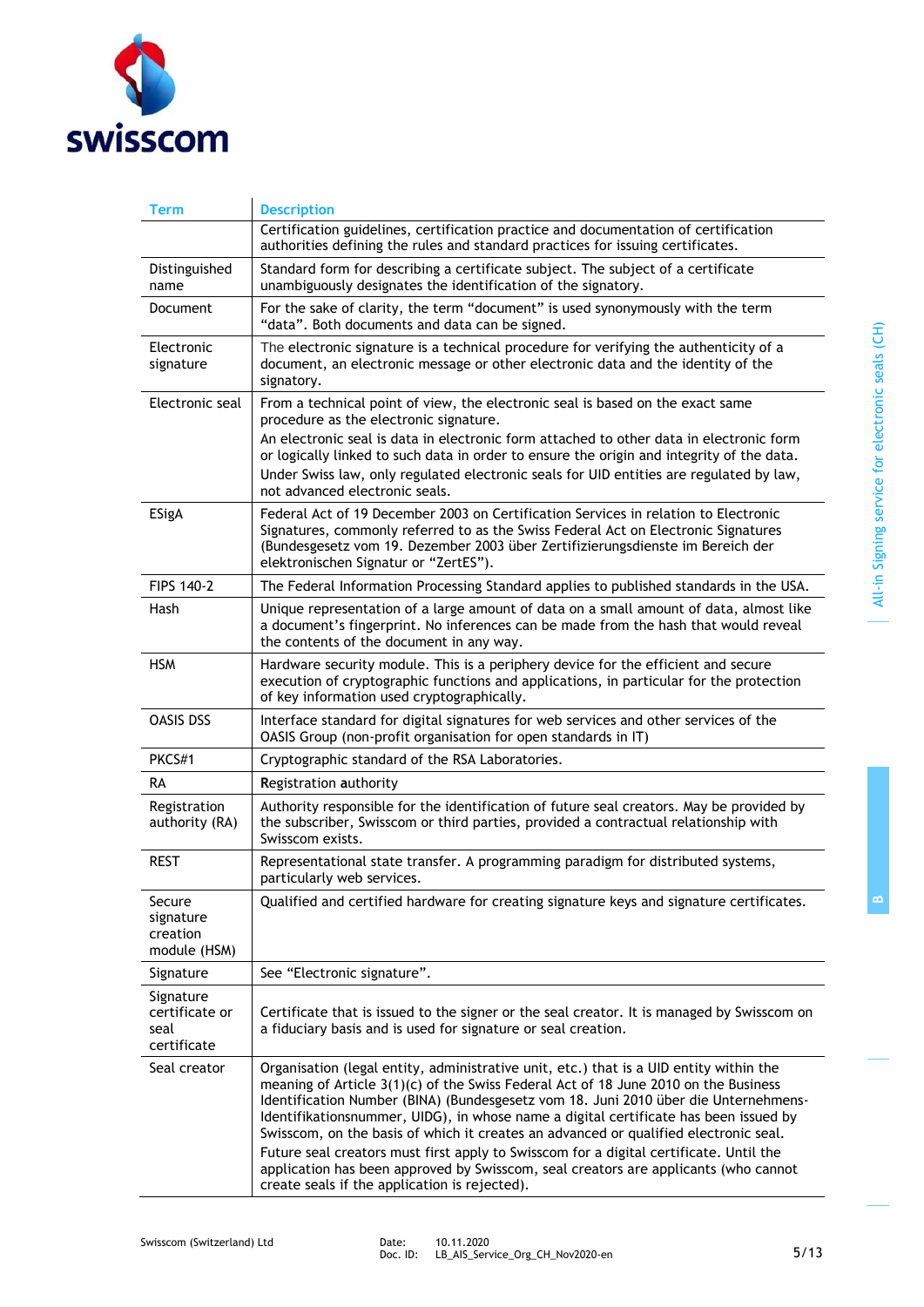| Term | Description |
|---|---|
| | Certification guidelines, certification practice and documentation of certification authorities defining the rules and standard practices for issuing certificates. |
| Distinguished name | Standard form for describing a certificate subject. The subject of a certificate unambiguously designates the identification of the signatory. |
| Document | For the sake of clarity, the term "document" is used synonymously with the term "data". Both documents and data can be signed. |
| Electronic signature | The electronic signature is a technical procedure for verifying the authenticity of a document, an electronic message or other electronic data and the identity of the signatory. |
| Electronic seal | From a technical point of view, the electronic seal is based on the exact same procedure as the electronic signature.<br>An electronic seal is data in electronic form attached to other data in electronic form or logically linked to such data in order to ensure the origin and integrity of the data.<br>Under Swiss law, only regulated electronic seals for UID entities are regulated by law, not advanced electronic seals. |
| ESigA | Federal Act of 19 December 2003 on Certification Services in relation to Electronic Signatures, commonly referred to as the Swiss Federal Act on Electronic Signatures (Bundesgesetz vom 19. Dezember 2003 über Zertifizierungsdienste im Bereich der elektronischen Signatur or "ZertES"). |
| FIPS 140-2 | The Federal Information Processing Standard applies to published standards in the USA. |
| Hash | Unique representation of a large amount of data on a small amount of data, almost like a document's fingerprint. No inferences can be made from the hash that would reveal the contents of the document in any way. |
| HSM | Hardware security module. This is a periphery device for the efficient and secure execution of cryptographic functions and applications, in particular for the protection of key information used cryptographically. |
| OASIS DSS | Interface standard for digital signatures for web services and other services of the OASIS Group (non-profit organisation for open standards in IT) |
| PKCS#1 | Cryptographic standard of the RSA Laboratories. |
| RA | **R**egistration **a**uthority |
| Registration authority (RA) | Authority responsible for the identification of future seal creators. May be provided by the subscriber, Swisscom or third parties, provided a contractual relationship with Swisscom exists. |
| REST | Representational state transfer. A programming paradigm for distributed systems, particularly web services. |
| Secure signature creation module (HSM) | Qualified and certified hardware for creating signature keys and signature certificates. |
| Signature | See "Electronic signature". |
| Signature certificate or seal certificate | Certificate that is issued to the signer or the seal creator. It is managed by Swisscom on a fiduciary basis and is used for signature or seal creation. |
| Seal creator | Organisation (legal entity, administrative unit, etc.) that is a UID entity within the meaning of Article 3(1)(c) of the Swiss Federal Act of 18 June 2010 on the Business Identification Number (BINA) (Bundesgesetz vom 18. Juni 2010 über die Unternehmens-Identifikationsnummer, UIDG), in whose name a digital certificate has been issued by Swisscom, on the basis of which it creates an advanced or qualified electronic seal.<br>Future seal creators must first apply to Swisscom for a digital certificate. Until the application has been approved by Swisscom, seal creators are applicants (who cannot create seals if the application is rejected). |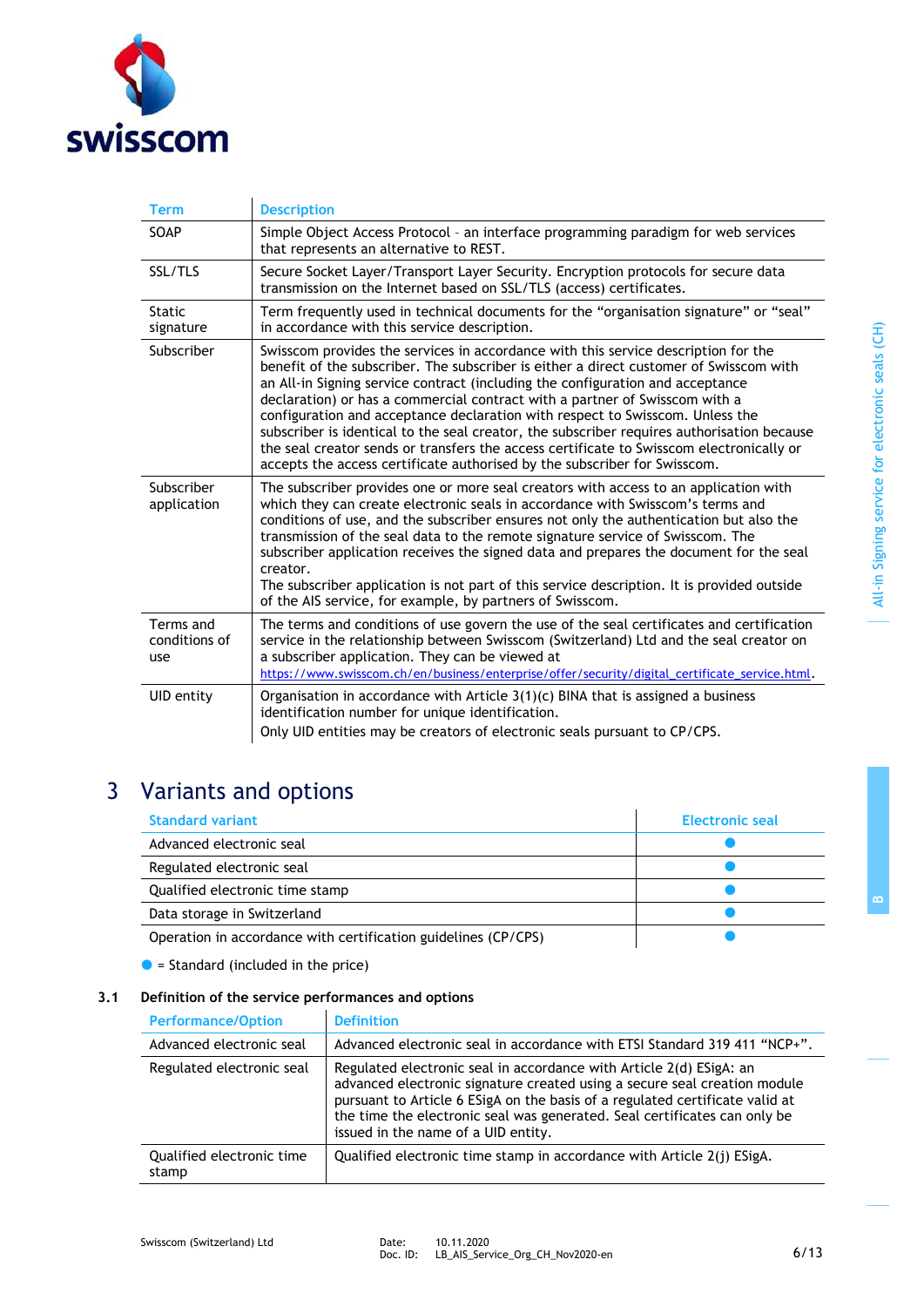| Term | Description |
| --- | --- |
| SOAP | Simple Object Access Protocol – an interface programming paradigm for web services that represents an alternative to REST. |
| SSL/TLS | Secure Socket Layer/Transport Layer Security. Encryption protocols for secure data transmission on the Internet based on SSL/TLS (access) certificates. |
| Static signature | Term frequently used in technical documents for the "organisation signature" or "seal" in accordance with this service description. |
| Subscriber | Swisscom provides the services in accordance with this service description for the benefit of the subscriber. The subscriber is either a direct customer of Swisscom with an All-in Signing service contract (including the configuration and acceptance declaration) or has a commercial contract with a partner of Swisscom with a configuration and acceptance declaration with respect to Swisscom. Unless the subscriber is identical to the seal creator, the subscriber requires authorisation because the seal creator sends or transfers the access certificate to Swisscom electronically or accepts the access certificate authorised by the subscriber for Swisscom. |
| Subscriber application | The subscriber provides one or more seal creators with access to an application with which they can create electronic seals in accordance with Swisscom's terms and conditions of use, and the subscriber ensures not only the authentication but also the transmission of the seal data to the remote signature service of Swisscom. The subscriber application receives the signed data and prepares the document for the seal creator.<br>The subscriber application is not part of this service description. It is provided outside of the AIS service, for example, by partners of Swisscom. |
| Terms and conditions of use | The terms and conditions of use govern the use of the seal certificates and certification service in the relationship between Swisscom (Switzerland) Ltd and the seal creator on a subscriber application. They can be viewed at https://www.swisscom.ch/en/business/enterprise/offer/security/digital_certificate_service.html. |
| UID entity | Organisation in accordance with Article 3(1)(c) BINA that is assigned a business identification number for unique identification.<br>Only UID entities may be creators of electronic seals pursuant to CP/CPS. |

# 3 Variants and options

| Standard variant | Electronic seal |
| --- | --- |
| Advanced electronic seal | ● |
| Regulated electronic seal | ● |
| Qualified electronic time stamp | ● |
| Data storage in Switzerland | ● |
| Operation in accordance with certification guidelines (CP/CPS) | ● |

● = Standard (included in the price)

## 3.1 Definition of the service performances and options

| Performance/Option | Definition |
| --- | --- |
| Advanced electronic seal | Advanced electronic seal in accordance with ETSI Standard 319 411 "NCP+". |
| Regulated electronic seal | Regulated electronic seal in accordance with Article 2(d) ESigA: an advanced electronic signature created using a secure seal creation module pursuant to Article 6 ESigA on the basis of a regulated certificate valid at the time the electronic seal was generated. Seal certificates can only be issued in the name of a UID entity. |
| Qualified electronic time stamp | Qualified electronic time stamp in accordance with Article 2(j) ESigA. |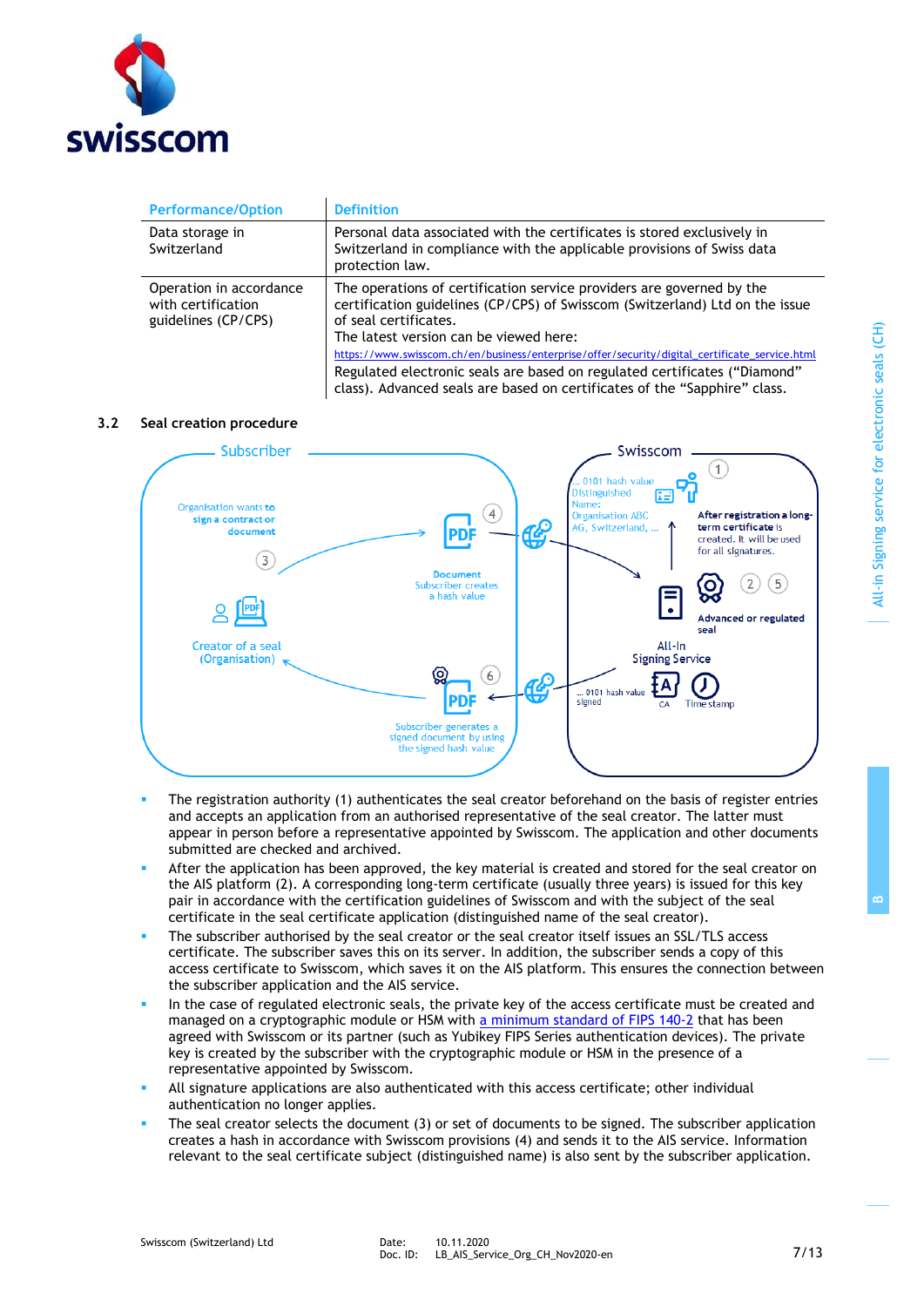| Performance/Option | Definition |
|---|---|
| Data storage in Switzerland | Personal data associated with the certificates is stored exclusively in Switzerland in compliance with the applicable provisions of Swiss data protection law. |
| Operation in accordance with certification guidelines (CP/CPS) | The operations of certification service providers are governed by the certification guidelines (CP/CPS) of Swisscom (Switzerland) Ltd on the issue of seal certificates. The latest version can be viewed here: https://www.swisscom.ch/en/business/enterprise/offer/security/digital_certificate_service.html Regulated electronic seals are based on regulated certificates ("Diamond" class). Advanced seals are based on certificates of the "Sapphire" class. |

### 3.2 Seal creation procedure

- The registration authority (1) authenticates the seal creator beforehand on the basis of register entries and accepts an application from an authorised representative of the seal creator. The latter must appear in person before a representative appointed by Swisscom. The application and other documents submitted are checked and archived.
- After the application has been approved, the key material is created and stored for the seal creator on the AIS platform (2). A corresponding long-term certificate (usually three years) is issued for this key pair in accordance with the certification guidelines of Swisscom and with the subject of the seal certificate in the seal certificate application (distinguished name of the seal creator).
- The subscriber authorised by the seal creator or the seal creator itself issues an SSL/TLS access certificate. The subscriber saves this on its server. In addition, the subscriber sends a copy of this access certificate to Swisscom, which saves it on the AIS platform. This ensures the connection between the subscriber application and the AIS service.
- In the case of regulated electronic seals, the private key of the access certificate must be created and managed on a cryptographic module or HSM with a minimum standard of FIPS 140-2 that has been agreed with Swisscom or its partner (such as Yubikey FIPS Series authentication devices). The private key is created by the subscriber with the cryptographic module or HSM in the presence of a representative appointed by Swisscom.
- All signature applications are also authenticated with this access certificate; other individual authentication no longer applies.
- The seal creator selects the document (3) or set of documents to be signed. The subscriber application creates a hash in accordance with Swisscom provisions (4) and sends it to the AIS service. Information relevant to the seal certificate subject (distinguished name) is also sent by the subscriber application.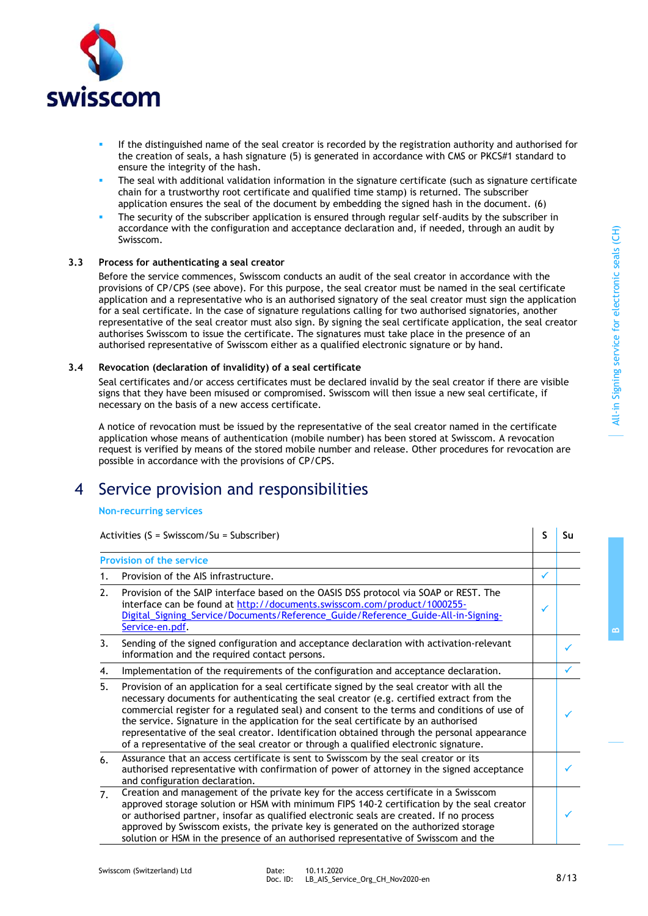- If the distinguished name of the seal creator is recorded by the registration authority and authorised for the creation of seals, a hash signature (5) is generated in accordance with CMS or PKCS#1 standard to ensure the integrity of the hash.
- The seal with additional validation information in the signature certificate (such as signature certificate chain for a trustworthy root certificate and qualified time stamp) is returned. The subscriber application ensures the seal of the document by embedding the signed hash in the document. (6)
- The security of the subscriber application is ensured through regular self-audits by the subscriber in accordance with the configuration and acceptance declaration and, if needed, through an audit by Swisscom.

### 3.3 Process for authenticating a seal creator

Before the service commences, Swisscom conducts an audit of the seal creator in accordance with the provisions of CP/CPS (see above). For this purpose, the seal creator must be named in the seal certificate application and a representative who is an authorised signatory of the seal creator must sign the application for a seal certificate. In the case of signature regulations calling for two authorised signatories, another representative of the seal creator must also sign. By signing the seal certificate application, the seal creator authorises Swisscom to issue the certificate. The signatures must take place in the presence of an authorised representative of Swisscom either as a qualified electronic signature or by hand.

### 3.4 Revocation (declaration of invalidity) of a seal certificate

Seal certificates and/or access certificates must be declared invalid by the seal creator if there are visible signs that they have been misused or compromised. Swisscom will then issue a new seal certificate, if necessary on the basis of a new access certificate.

A notice of revocation must be issued by the representative of the seal creator named in the certificate application whose means of authentication (mobile number) has been stored at Swisscom. A revocation request is verified by means of the stored mobile number and release. Other procedures for revocation are possible in accordance with the provisions of CP/CPS.

# 4 Service provision and responsibilities

**Non-recurring services**

| Activities (S = Swisscom/Su = Subscriber) | S | Su |
|---|---|---|
| **Provision of the service** | | |
| 1. Provision of the AIS infrastructure. | ✓ | |
| 2. Provision of the SAIP interface based on the OASIS DSS protocol via SOAP or REST. The interface can be found at http://documents.swisscom.com/product/1000255-Digital_Signing_Service/Documents/Reference_Guide/Reference_Guide-All-in-Signing-Service-en.pdf. | ✓ | |
| 3. Sending of the signed configuration and acceptance declaration with activation-relevant information and the required contact persons. | | ✓ |
| 4. Implementation of the requirements of the configuration and acceptance declaration. | | ✓ |
| 5. Provision of an application for a seal certificate signed by the seal creator with all the necessary documents for authenticating the seal creator (e.g. certified extract from the commercial register for a regulated seal) and consent to the terms and conditions of use of the service. Signature in the application for the seal certificate by an authorised representative of the seal creator. Identification obtained through the personal appearance of a representative of the seal creator or through a qualified electronic signature. | | ✓ |
| 6. Assurance that an access certificate is sent to Swisscom by the seal creator or its authorised representative with confirmation of power of attorney in the signed acceptance and configuration declaration. | | ✓ |
| 7. Creation and management of the private key for the access certificate in a Swisscom approved storage solution or HSM with minimum FIPS 140-2 certification by the seal creator or authorised partner, insofar as qualified electronic seals are created. If no process approved by Swisscom exists, the private key is generated on the authorized storage solution or HSM in the presence of an authorised representative of Swisscom and the | | ✓ |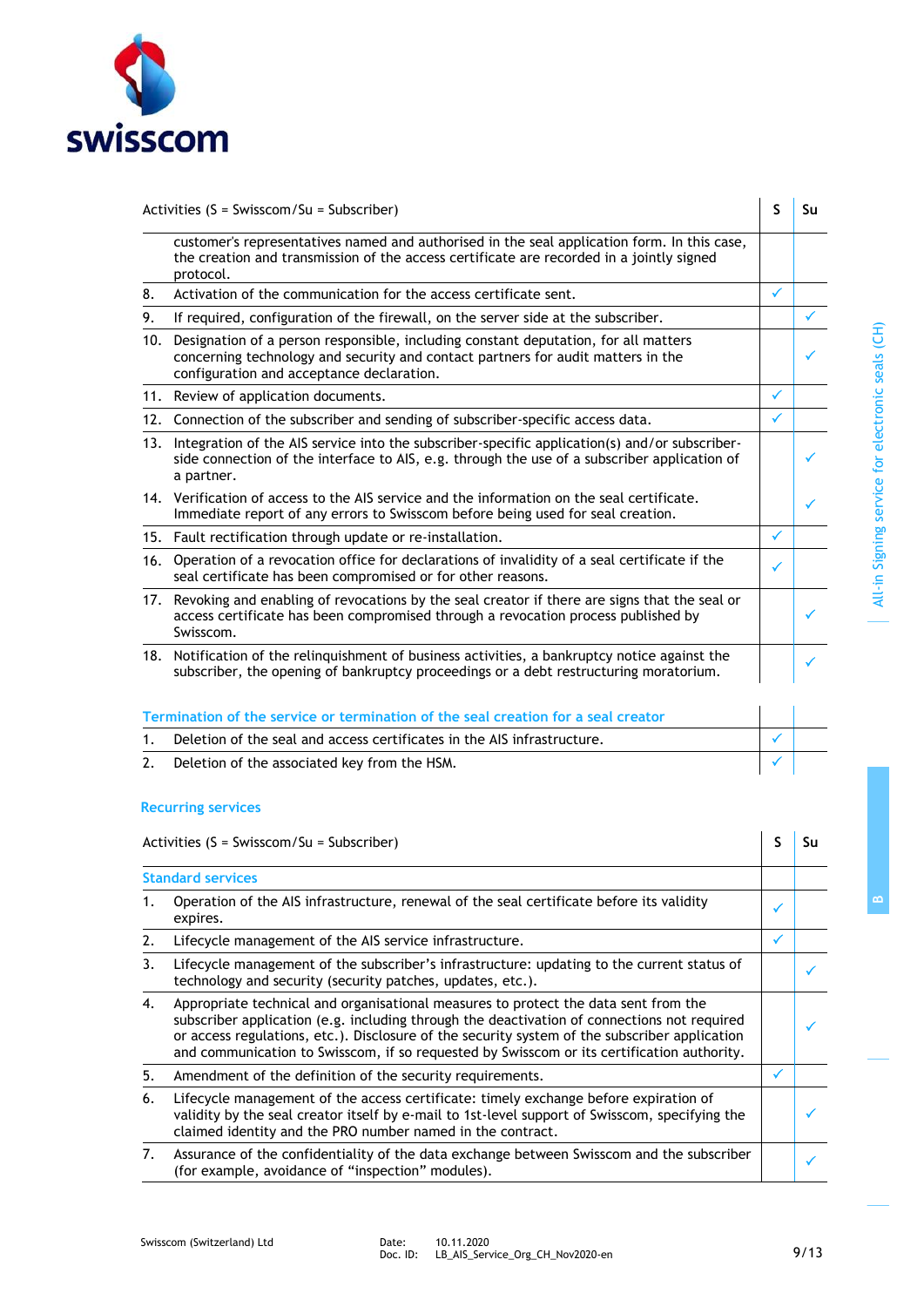| Activities (S = Swisscom/Su = Subscriber) | S | Su |
|---|---|---|
| customer's representatives named and authorised in the seal application form. In this case, the creation and transmission of the access certificate are recorded in a jointly signed protocol. | | |
| 8. Activation of the communication for the access certificate sent. | ✓ | |
| 9. If required, configuration of the firewall, on the server side at the subscriber. | | ✓ |
| 10. Designation of a person responsible, including constant deputation, for all matters concerning technology and security and contact partners for audit matters in the configuration and acceptance declaration. | | ✓ |
| 11. Review of application documents. | ✓ | |
| 12. Connection of the subscriber and sending of subscriber-specific access data. | ✓ | |
| 13. Integration of the AIS service into the subscriber-specific application(s) and/or subscriber-side connection of the interface to AIS, e.g. through the use of a subscriber application of a partner. | | ✓ |
| 14. Verification of access to the AIS service and the information on the seal certificate. Immediate report of any errors to Swisscom before being used for seal creation. | | ✓ |
| 15. Fault rectification through update or re-installation. | ✓ | |
| 16. Operation of a revocation office for declarations of invalidity of a seal certificate if the seal certificate has been compromised or for other reasons. | ✓ | |
| 17. Revoking and enabling of revocations by the seal creator if there are signs that the seal or access certificate has been compromised through a revocation process published by Swisscom. | | ✓ |
| 18. Notification of the relinquishment of business activities, a bankruptcy notice against the subscriber, the opening of bankruptcy proceedings or a debt restructuring moratorium. | | ✓ |

| Termination of the service or termination of the seal creation for a seal creator | S | Su |
|---|---|---|
| 1. Deletion of the seal and access certificates in the AIS infrastructure. | ✓ | |
| 2. Deletion of the associated key from the HSM. | ✓ | |

## Recurring services

| Activities (S = Swisscom/Su = Subscriber) | S | Su |
|---|---|---|
| **Standard services** | | |
| 1. Operation of the AIS infrastructure, renewal of the seal certificate before its validity expires. | ✓ | |
| 2. Lifecycle management of the AIS service infrastructure. | ✓ | |
| 3. Lifecycle management of the subscriber's infrastructure: updating to the current status of technology and security (security patches, updates, etc.). | | ✓ |
| 4. Appropriate technical and organisational measures to protect the data sent from the subscriber application (e.g. including through the deactivation of connections not required or access regulations, etc.). Disclosure of the security system of the subscriber application and communication to Swisscom, if so requested by Swisscom or its certification authority. | | ✓ |
| 5. Amendment of the definition of the security requirements. | ✓ | |
| 6. Lifecycle management of the access certificate: timely exchange before expiration of validity by the seal creator itself by e-mail to 1st-level support of Swisscom, specifying the claimed identity and the PRO number named in the contract. | | ✓ |
| 7. Assurance of the confidentiality of the data exchange between Swisscom and the subscriber (for example, avoidance of "inspection" modules). | | ✓ |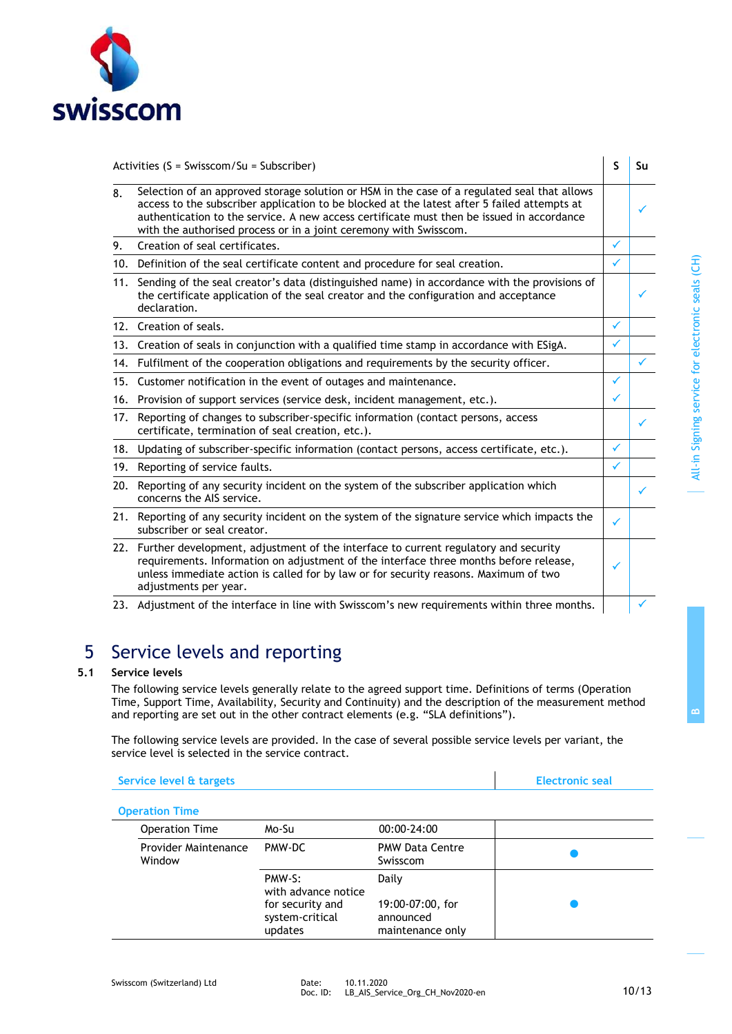| Activities (S = Swisscom/Su = Subscriber) | S | Su |
|---|---|---|
| 8. Selection of an approved storage solution or HSM in the case of a regulated seal that allows access to the subscriber application to be blocked at the latest after 5 failed attempts at authentication to the service. A new access certificate must then be issued in accordance with the authorised process or in a joint ceremony with Swisscom. | | ✓ |
| 9. Creation of seal certificates. | ✓ | |
| 10. Definition of the seal certificate content and procedure for seal creation. | ✓ | |
| 11. Sending of the seal creator's data (distinguished name) in accordance with the provisions of the certificate application of the seal creator and the configuration and acceptance declaration. | | ✓ |
| 12. Creation of seals. | ✓ | |
| 13. Creation of seals in conjunction with a qualified time stamp in accordance with ESigA. | ✓ | |
| 14. Fulfilment of the cooperation obligations and requirements by the security officer. | | ✓ |
| 15. Customer notification in the event of outages and maintenance. | ✓ | |
| 16. Provision of support services (service desk, incident management, etc.). | ✓ | |
| 17. Reporting of changes to subscriber-specific information (contact persons, access certificate, termination of seal creation, etc.). | | ✓ |
| 18. Updating of subscriber-specific information (contact persons, access certificate, etc.). | ✓ | |
| 19. Reporting of service faults. | ✓ | |
| 20. Reporting of any security incident on the system of the subscriber application which concerns the AIS service. | | ✓ |
| 21. Reporting of any security incident on the system of the signature service which impacts the subscriber or seal creator. | ✓ | |
| 22. Further development, adjustment of the interface to current regulatory and security requirements. Information on adjustment of the interface three months before release, unless immediate action is called for by law or for security reasons. Maximum of two adjustments per year. | ✓ | |
| 23. Adjustment of the interface in line with Swisscom's new requirements within three months. | | ✓ |

# 5 Service levels and reporting

## 5.1 Service levels

The following service levels generally relate to the agreed support time. Definitions of terms (Operation Time, Support Time, Availability, Security and Continuity) and the description of the measurement method and reporting are set out in the other contract elements (e.g. "SLA definitions").

The following service levels are provided. In the case of several possible service levels per variant, the service level is selected in the service contract.

| Service level & targets | | | Electronic seal |
|---|---|---|---|
| **Operation Time** | | | |
| Operation Time | Mo-Su | 00:00-24:00 | |
| Provider Maintenance Window | PMW-DC | PMW Data Centre Swisscom | ● |
| | PMW-S: with advance notice for security and system-critical updates | Daily<br><br>19:00-07:00, for announced maintenance only | ● |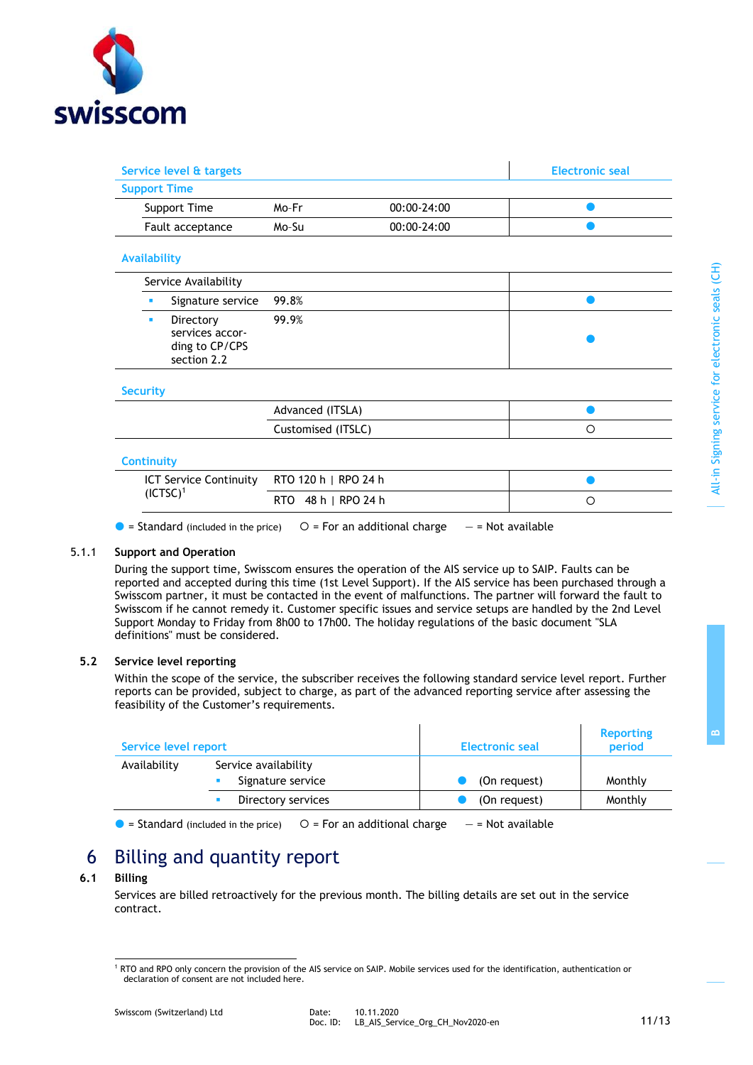| Service level & targets | | | Electronic seal |
|---|---|---|---|
| **Support Time** | | | |
| Support Time | Mo-Fr | 00:00-24:00 | ● |
| Fault acceptance | Mo-Su | 00:00-24:00 | ● |
| **Availability** | | | |
| Service Availability | | | |
| ▪ Signature service | 99.8% | | ● |
| ▪ Directory services according to CP/CPS section 2.2 | 99.9% | | ● |
| **Security** | | | |
| | Advanced (ITSLA) | | ● |
| | Customised (ITSLC) | | ○ |
| **Continuity** | | | |
| ICT Service Continuity (ICTSC)[1] | RTO 120 h \| RPO 24 h | | ● |
| | RTO 48 h \| RPO 24 h | | ○ |

● = Standard (included in the price) ○ = For an additional charge — = Not available

### 5.1.1 Support and Operation

During the support time, Swisscom ensures the operation of the AIS service up to SAIP. Faults can be reported and accepted during this time (1st Level Support). If the AIS service has been purchased through a Swisscom partner, it must be contacted in the event of malfunctions. The partner will forward the fault to Swisscom if he cannot remedy it. Customer specific issues and service setups are handled by the 2nd Level Support Monday to Friday from 8h00 to 17h00. The holiday regulations of the basic document "SLA definitions" must be considered.

## 5.2 Service level reporting

Within the scope of the service, the subscriber receives the following standard service level report. Further reports can be provided, subject to charge, as part of the advanced reporting service after assessing the feasibility of the Customer's requirements.

| Service level report | | Electronic seal | Reporting period |
|---|---|---|---|
| Availability | Service availability | | |
| | ▪ Signature service | ● (On request) | Monthly |
| | ▪ Directory services | ● (On request) | Monthly |

● = Standard (included in the price) ○ = For an additional charge — = Not available

# 6 Billing and quantity report

## 6.1 Billing

Services are billed retroactively for the previous month. The billing details are set out in the service contract.

[1] RTO and RPO only concern the provision of the AIS service on SAIP. Mobile services used for the identification, authentication or declaration of consent are not included here.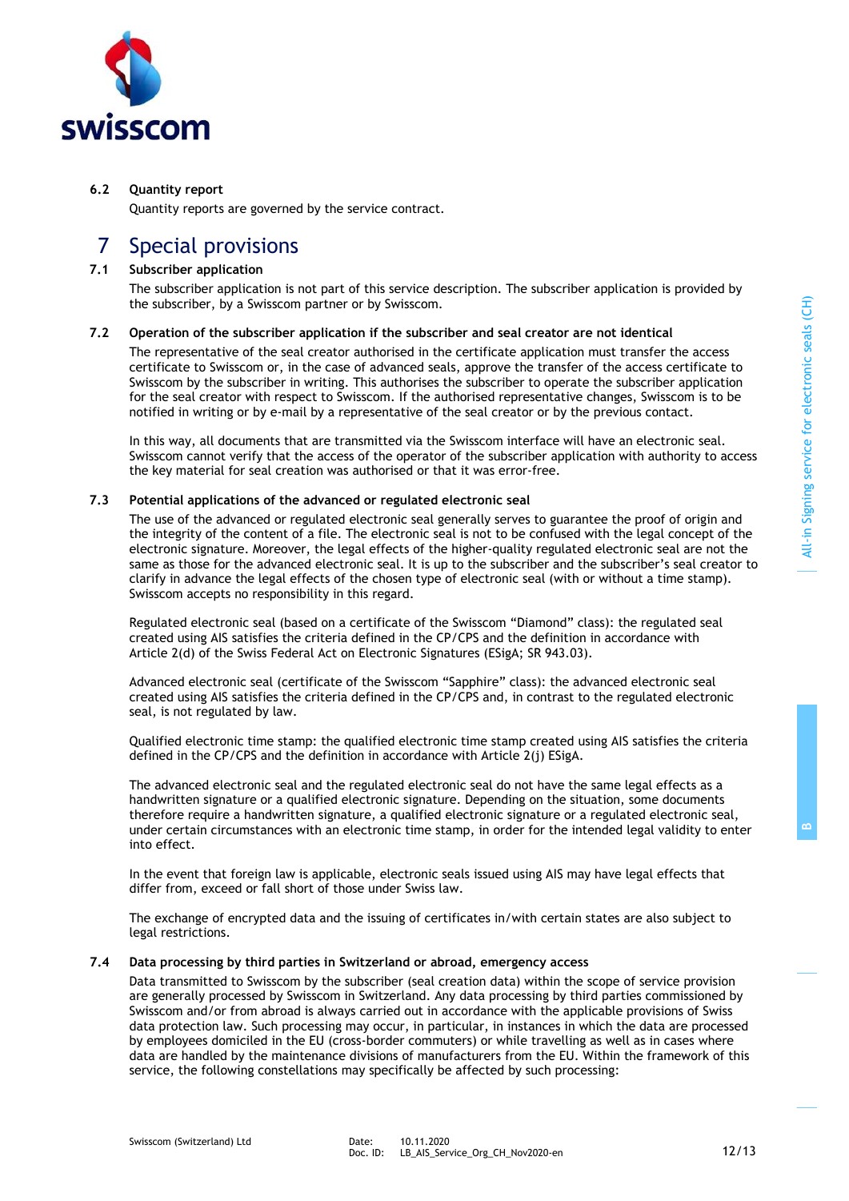### 6.2 Quantity report

Quantity reports are governed by the service contract.

## 7 Special provisions

### 7.1 Subscriber application

The subscriber application is not part of this service description. The subscriber application is provided by the subscriber, by a Swisscom partner or by Swisscom.

### 7.2 Operation of the subscriber application if the subscriber and seal creator are not identical

The representative of the seal creator authorised in the certificate application must transfer the access certificate to Swisscom or, in the case of advanced seals, approve the transfer of the access certificate to Swisscom by the subscriber in writing. This authorises the subscriber to operate the subscriber application for the seal creator with respect to Swisscom. If the authorised representative changes, Swisscom is to be notified in writing or by e-mail by a representative of the seal creator or by the previous contact.

In this way, all documents that are transmitted via the Swisscom interface will have an electronic seal. Swisscom cannot verify that the access of the operator of the subscriber application with authority to access the key material for seal creation was authorised or that it was error-free.

### 7.3 Potential applications of the advanced or regulated electronic seal

The use of the advanced or regulated electronic seal generally serves to guarantee the proof of origin and the integrity of the content of a file. The electronic seal is not to be confused with the legal concept of the electronic signature. Moreover, the legal effects of the higher-quality regulated electronic seal are not the same as those for the advanced electronic seal. It is up to the subscriber and the subscriber's seal creator to clarify in advance the legal effects of the chosen type of electronic seal (with or without a time stamp). Swisscom accepts no responsibility in this regard.

Regulated electronic seal (based on a certificate of the Swisscom "Diamond" class): the regulated seal created using AIS satisfies the criteria defined in the CP/CPS and the definition in accordance with Article 2(d) of the Swiss Federal Act on Electronic Signatures (ESigA; SR 943.03).

Advanced electronic seal (certificate of the Swisscom "Sapphire" class): the advanced electronic seal created using AIS satisfies the criteria defined in the CP/CPS and, in contrast to the regulated electronic seal, is not regulated by law.

Qualified electronic time stamp: the qualified electronic time stamp created using AIS satisfies the criteria defined in the CP/CPS and the definition in accordance with Article 2(j) ESigA.

The advanced electronic seal and the regulated electronic seal do not have the same legal effects as a handwritten signature or a qualified electronic signature. Depending on the situation, some documents therefore require a handwritten signature, a qualified electronic signature or a regulated electronic seal, under certain circumstances with an electronic time stamp, in order for the intended legal validity to enter into effect.

In the event that foreign law is applicable, electronic seals issued using AIS may have legal effects that differ from, exceed or fall short of those under Swiss law.

The exchange of encrypted data and the issuing of certificates in/with certain states are also subject to legal restrictions.

### 7.4 Data processing by third parties in Switzerland or abroad, emergency access

Data transmitted to Swisscom by the subscriber (seal creation data) within the scope of service provision are generally processed by Swisscom in Switzerland. Any data processing by third parties commissioned by Swisscom and/or from abroad is always carried out in accordance with the applicable provisions of Swiss data protection law. Such processing may occur, in particular, in instances in which the data are processed by employees domiciled in the EU (cross-border commuters) or while travelling as well as in cases where data are handled by the maintenance divisions of manufacturers from the EU. Within the framework of this service, the following constellations may specifically be affected by such processing: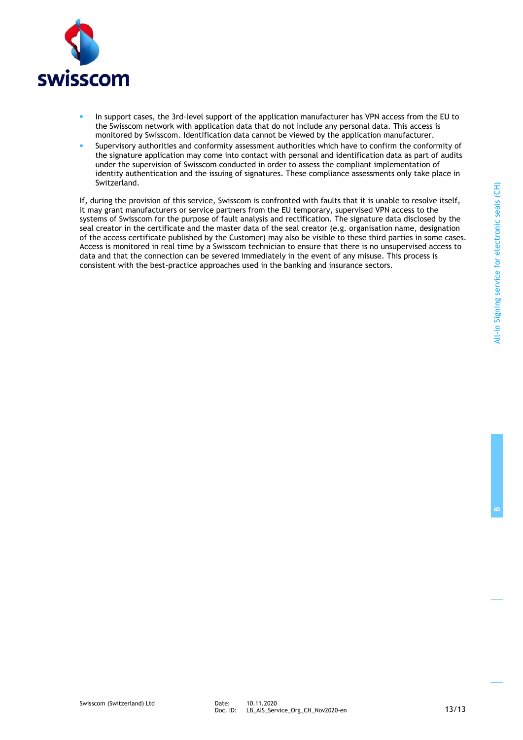- In support cases, the 3rd-level support of the application manufacturer has VPN access from the EU to the Swisscom network with application data that do not include any personal data. This access is monitored by Swisscom. Identification data cannot be viewed by the application manufacturer.
- Supervisory authorities and conformity assessment authorities which have to confirm the conformity of the signature application may come into contact with personal and identification data as part of audits under the supervision of Swisscom conducted in order to assess the compliant implementation of identity authentication and the issuing of signatures. These compliance assessments only take place in Switzerland.

If, during the provision of this service, Swisscom is confronted with faults that it is unable to resolve itself, it may grant manufacturers or service partners from the EU temporary, supervised VPN access to the systems of Swisscom for the purpose of fault analysis and rectification. The signature data disclosed by the seal creator in the certificate and the master data of the seal creator (e.g. organisation name, designation of the access certificate published by the Customer) may also be visible to these third parties in some cases. Access is monitored in real time by a Swisscom technician to ensure that there is no unsupervised access to data and that the connection can be severed immediately in the event of any misuse. This process is consistent with the best-practice approaches used in the banking and insurance sectors.